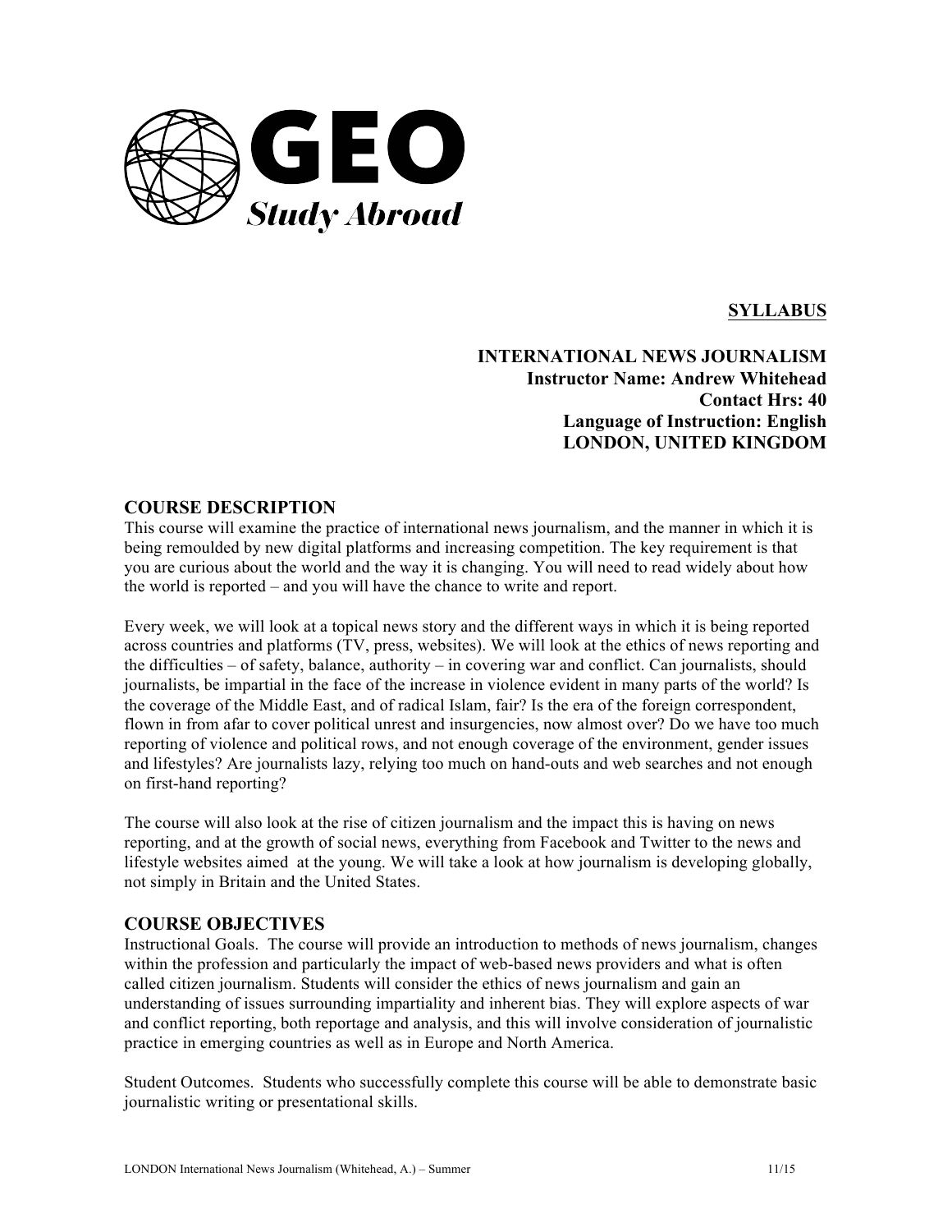GEO Study Abroad

**SYLLABUS**

**INTERNATIONAL NEWS JOURNALISM**
**Instructor Name: Andrew Whitehead**
**Contact Hrs: 40**
**Language of Instruction: English**
**LONDON, UNITED KINGDOM**

## COURSE DESCRIPTION

This course will examine the practice of international news journalism, and the manner in which it is being remoulded by new digital platforms and increasing competition. The key requirement is that you are curious about the world and the way it is changing. You will need to read widely about how the world is reported – and you will have the chance to write and report.

Every week, we will look at a topical news story and the different ways in which it is being reported across countries and platforms (TV, press, websites). We will look at the ethics of news reporting and the difficulties – of safety, balance, authority – in covering war and conflict. Can journalists, should journalists, be impartial in the face of the increase in violence evident in many parts of the world? Is the coverage of the Middle East, and of radical Islam, fair? Is the era of the foreign correspondent, flown in from afar to cover political unrest and insurgencies, now almost over? Do we have too much reporting of violence and political rows, and not enough coverage of the environment, gender issues and lifestyles? Are journalists lazy, relying too much on hand-outs and web searches and not enough on first-hand reporting?

The course will also look at the rise of citizen journalism and the impact this is having on news reporting, and at the growth of social news, everything from Facebook and Twitter to the news and lifestyle websites aimed at the young. We will take a look at how journalism is developing globally, not simply in Britain and the United States.

## COURSE OBJECTIVES

Instructional Goals. The course will provide an introduction to methods of news journalism, changes within the profession and particularly the impact of web-based news providers and what is often called citizen journalism. Students will consider the ethics of news journalism and gain an understanding of issues surrounding impartiality and inherent bias. They will explore aspects of war and conflict reporting, both reportage and analysis, and this will involve consideration of journalistic practice in emerging countries as well as in Europe and North America.

Student Outcomes. Students who successfully complete this course will be able to demonstrate basic journalistic writing or presentational skills.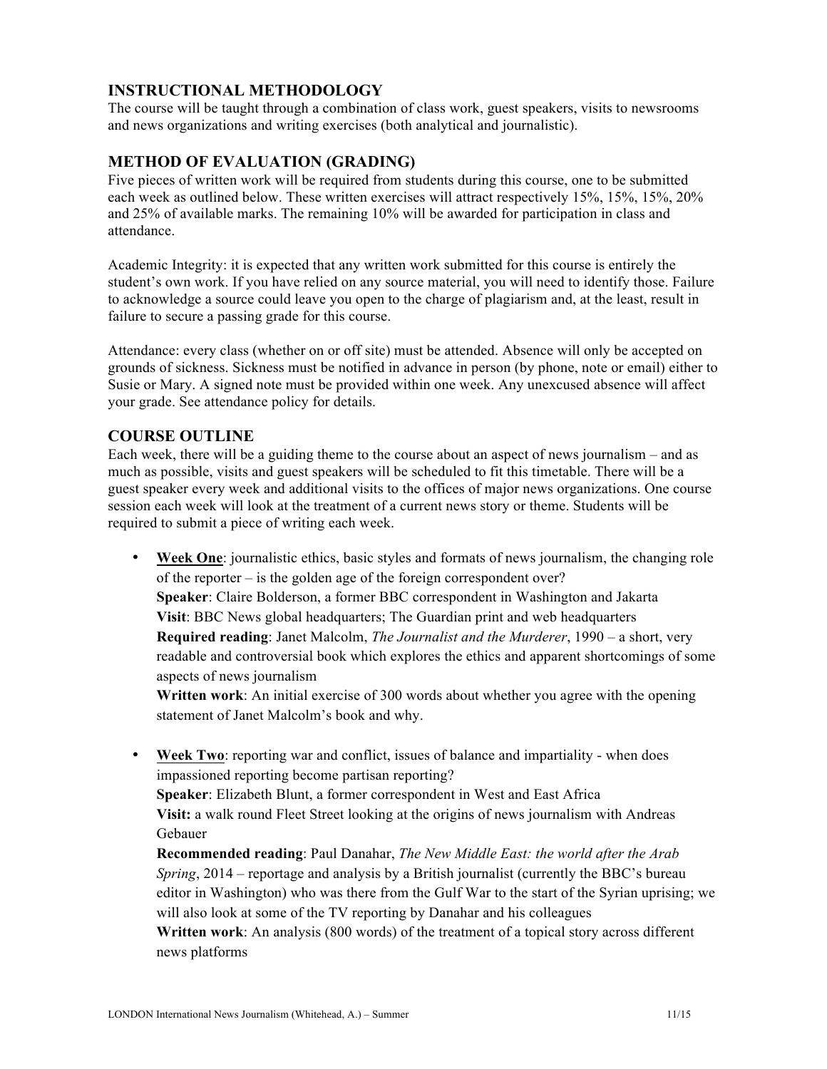## INSTRUCTIONAL METHODOLOGY

The course will be taught through a combination of class work, guest speakers, visits to newsrooms and news organizations and writing exercises (both analytical and journalistic).

## METHOD OF EVALUATION (GRADING)

Five pieces of written work will be required from students during this course, one to be submitted each week as outlined below. These written exercises will attract respectively 15%, 15%, 15%, 20% and 25% of available marks. The remaining 10% will be awarded for participation in class and attendance.

Academic Integrity: it is expected that any written work submitted for this course is entirely the student's own work. If you have relied on any source material, you will need to identify those. Failure to acknowledge a source could leave you open to the charge of plagiarism and, at the least, result in failure to secure a passing grade for this course.

Attendance: every class (whether on or off site) must be attended. Absence will only be accepted on grounds of sickness. Sickness must be notified in advance in person (by phone, note or email) either to Susie or Mary. A signed note must be provided within one week. Any unexcused absence will affect your grade. See attendance policy for details.

## COURSE OUTLINE

Each week, there will be a guiding theme to the course about an aspect of news journalism – and as much as possible, visits and guest speakers will be scheduled to fit this timetable. There will be a guest speaker every week and additional visits to the offices of major news organizations. One course session each week will look at the treatment of a current news story or theme. Students will be required to submit a piece of writing each week.

- **Week One**: journalistic ethics, basic styles and formats of news journalism, the changing role of the reporter – is the golden age of the foreign correspondent over?
  **Speaker**: Claire Bolderson, a former BBC correspondent in Washington and Jakarta
  **Visit**: BBC News global headquarters; The Guardian print and web headquarters
  **Required reading**: Janet Malcolm, *The Journalist and the Murderer*, 1990 – a short, very readable and controversial book which explores the ethics and apparent shortcomings of some aspects of news journalism
  **Written work**: An initial exercise of 300 words about whether you agree with the opening statement of Janet Malcolm's book and why.

- **Week Two**: reporting war and conflict, issues of balance and impartiality - when does impassioned reporting become partisan reporting?
  **Speaker**: Elizabeth Blunt, a former correspondent in West and East Africa
  **Visit:** a walk round Fleet Street looking at the origins of news journalism with Andreas Gebauer
  **Recommended reading**: Paul Danahar, *The New Middle East: the world after the Arab Spring*, 2014 – reportage and analysis by a British journalist (currently the BBC's bureau editor in Washington) who was there from the Gulf War to the start of the Syrian uprising; we will also look at some of the TV reporting by Danahar and his colleagues
  **Written work**: An analysis (800 words) of the treatment of a topical story across different news platforms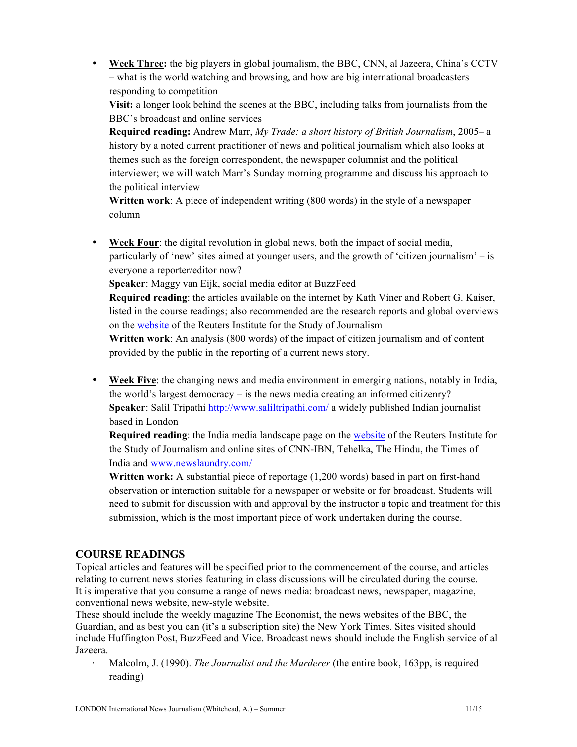- **Week Three:** the big players in global journalism, the BBC, CNN, al Jazeera, China's CCTV – what is the world watching and browsing, and how are big international broadcasters responding to competition
  **Visit:** a longer look behind the scenes at the BBC, including talks from journalists from the BBC's broadcast and online services
  **Required reading:** Andrew Marr, *My Trade: a short history of British Journalism*, 2005– a history by a noted current practitioner of news and political journalism which also looks at themes such as the foreign correspondent, the newspaper columnist and the political interviewer; we will watch Marr's Sunday morning programme and discuss his approach to the political interview
  **Written work**: A piece of independent writing (800 words) in the style of a newspaper column

- **Week Four**: the digital revolution in global news, both the impact of social media, particularly of 'new' sites aimed at younger users, and the growth of 'citizen journalism' – is everyone a reporter/editor now?
  **Speaker**: Maggy van Eijk, social media editor at BuzzFeed
  **Required reading**: the articles available on the internet by Kath Viner and Robert G. Kaiser, listed in the course readings; also recommended are the research reports and global overviews on the website of the Reuters Institute for the Study of Journalism
  **Written work**: An analysis (800 words) of the impact of citizen journalism and of content provided by the public in the reporting of a current news story.

- **Week Five**: the changing news and media environment in emerging nations, notably in India, the world's largest democracy – is the news media creating an informed citizenry?
  **Speaker**: Salil Tripathi http://www.saliltripathi.com/ a widely published Indian journalist based in London
  **Required reading**: the India media landscape page on the website of the Reuters Institute for the Study of Journalism and online sites of CNN-IBN, Tehelka, The Hindu, the Times of India and www.newslaundry.com/
  **Written work:** A substantial piece of reportage (1,200 words) based in part on first-hand observation or interaction suitable for a newspaper or website or for broadcast. Students will need to submit for discussion with and approval by the instructor a topic and treatment for this submission, which is the most important piece of work undertaken during the course.

## COURSE READINGS

Topical articles and features will be specified prior to the commencement of the course, and articles relating to current news stories featuring in class discussions will be circulated during the course.
It is imperative that you consume a range of news media: broadcast news, newspaper, magazine, conventional news website, new-style website.
These should include the weekly magazine The Economist, the news websites of the BBC, the Guardian, and as best you can (it's a subscription site) the New York Times. Sites visited should include Huffington Post, BuzzFeed and Vice. Broadcast news should include the English service of al Jazeera.

- Malcolm, J. (1990). *The Journalist and the Murderer* (the entire book, 163pp, is required reading)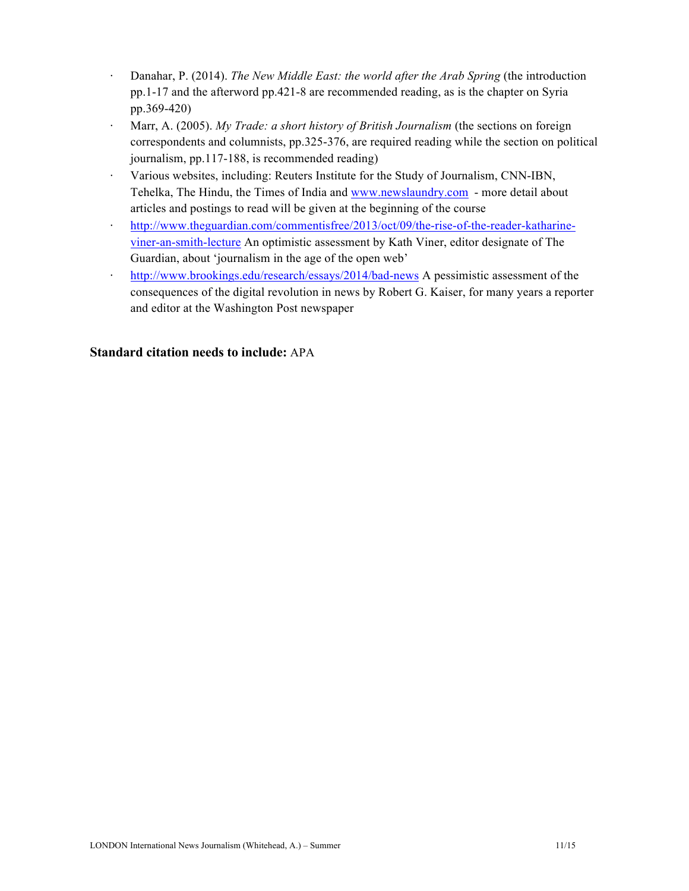- Danahar, P. (2014). *The New Middle East: the world after the Arab Spring* (the introduction pp.1-17 and the afterword pp.421-8 are recommended reading, as is the chapter on Syria pp.369-420)
- Marr, A. (2005). *My Trade: a short history of British Journalism* (the sections on foreign correspondents and columnists, pp.325-376, are required reading while the section on political journalism, pp.117-188, is recommended reading)
- Various websites, including: Reuters Institute for the Study of Journalism, CNN-IBN, Tehelka, The Hindu, the Times of India and [www.newslaundry.com](http://www.newslaundry.com) - more detail about articles and postings to read will be given at the beginning of the course
- [http://www.theguardian.com/commentisfree/2013/oct/09/the-rise-of-the-reader-katharine-viner-an-smith-lecture](http://www.theguardian.com/commentisfree/2013/oct/09/the-rise-of-the-reader-katharine-viner-an-smith-lecture) An optimistic assessment by Kath Viner, editor designate of The Guardian, about 'journalism in the age of the open web'
- [http://www.brookings.edu/research/essays/2014/bad-news](http://www.brookings.edu/research/essays/2014/bad-news) A pessimistic assessment of the consequences of the digital revolution in news by Robert G. Kaiser, for many years a reporter and editor at the Washington Post newspaper

**Standard citation needs to include:** APA